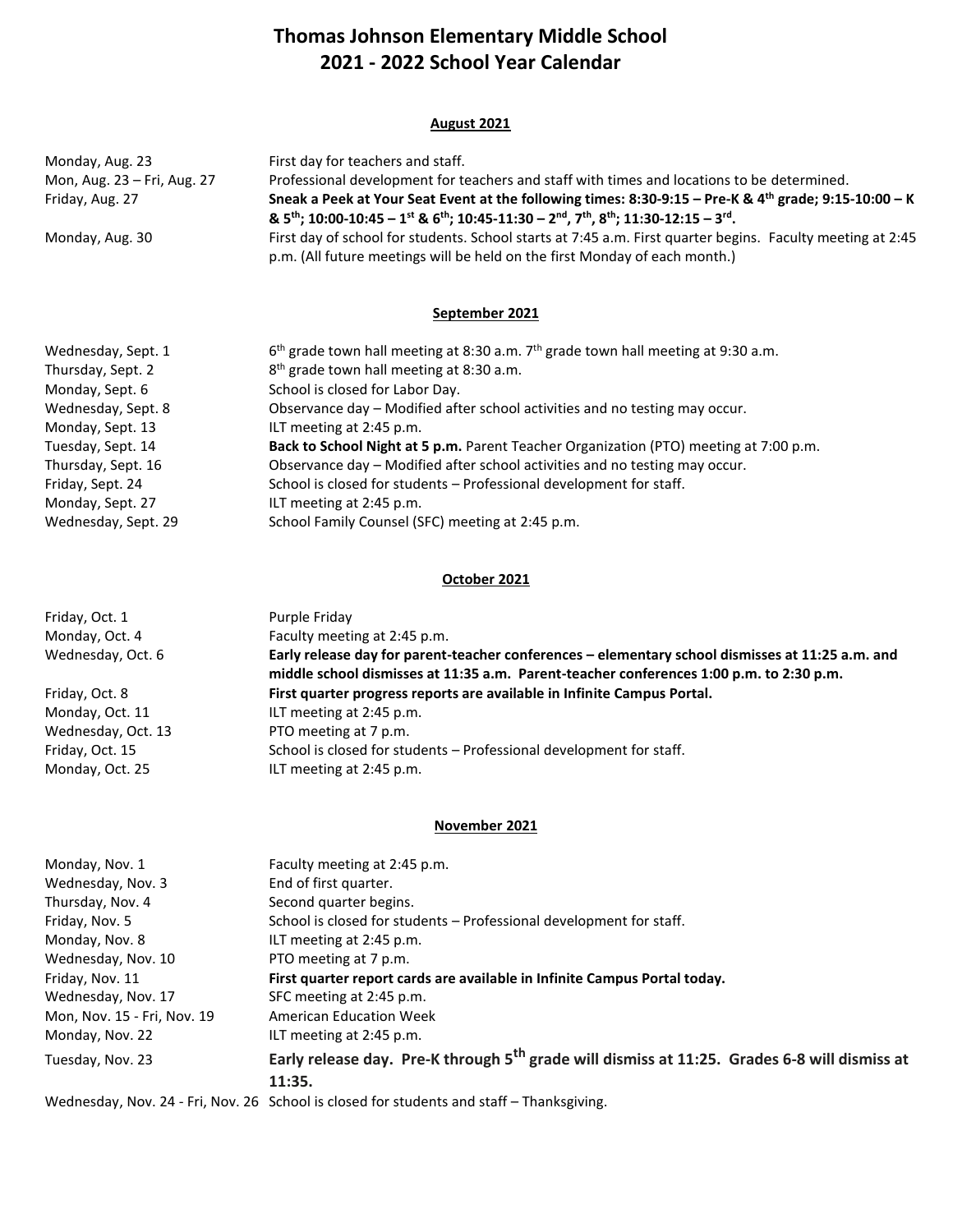# Thomas Johnson Elementary Middle School
# 2021 - 2022 School Year Calendar

## August 2021

| | |
|---|---|
| Monday, Aug. 23 | First day for teachers and staff. |
| Mon, Aug. 23 – Fri, Aug. 27 | Professional development for teachers and staff with times and locations to be determined. |
| Friday, Aug. 27 | **Sneak a Peek at Your Seat Event at the following times: 8:30-9:15 – Pre-K & 4th grade; 9:15-10:00 – K & 5th; 10:00-10:45 – 1st & 6th; 10:45-11:30 – 2nd, 7th, 8th; 11:30-12:15 – 3rd.** |
| Monday, Aug. 30 | First day of school for students. School starts at 7:45 a.m. First quarter begins. Faculty meeting at 2:45 p.m. (All future meetings will be held on the first Monday of each month.) |

## September 2021

| | |
|---|---|
| Wednesday, Sept. 1 | 6th grade town hall meeting at 8:30 a.m. 7th grade town hall meeting at 9:30 a.m. |
| Thursday, Sept. 2 | 8th grade town hall meeting at 8:30 a.m. |
| Monday, Sept. 6 | School is closed for Labor Day. |
| Wednesday, Sept. 8 | Observance day – Modified after school activities and no testing may occur. |
| Monday, Sept. 13 | ILT meeting at 2:45 p.m. |
| Tuesday, Sept. 14 | **Back to School Night at 5 p.m.** Parent Teacher Organization (PTO) meeting at 7:00 p.m. |
| Thursday, Sept. 16 | Observance day – Modified after school activities and no testing may occur. |
| Friday, Sept. 24 | School is closed for students – Professional development for staff. |
| Monday, Sept. 27 | ILT meeting at 2:45 p.m. |
| Wednesday, Sept. 29 | School Family Counsel (SFC) meeting at 2:45 p.m. |

## October 2021

| | |
|---|---|
| Friday, Oct. 1 | Purple Friday |
| Monday, Oct. 4 | Faculty meeting at 2:45 p.m. |
| Wednesday, Oct. 6 | **Early release day for parent-teacher conferences – elementary school dismisses at 11:25 a.m. and middle school dismisses at 11:35 a.m. Parent-teacher conferences 1:00 p.m. to 2:30 p.m.** |
| Friday, Oct. 8 | **First quarter progress reports are available in Infinite Campus Portal.** |
| Monday, Oct. 11 | ILT meeting at 2:45 p.m. |
| Wednesday, Oct. 13 | PTO meeting at 7 p.m. |
| Friday, Oct. 15 | School is closed for students – Professional development for staff. |
| Monday, Oct. 25 | ILT meeting at 2:45 p.m. |

## November 2021

| | |
|---|---|
| Monday, Nov. 1 | Faculty meeting at 2:45 p.m. |
| Wednesday, Nov. 3 | End of first quarter. |
| Thursday, Nov. 4 | Second quarter begins. |
| Friday, Nov. 5 | School is closed for students – Professional development for staff. |
| Monday, Nov. 8 | ILT meeting at 2:45 p.m. |
| Wednesday, Nov. 10 | PTO meeting at 7 p.m. |
| Friday, Nov. 11 | **First quarter report cards are available in Infinite Campus Portal today.** |
| Wednesday, Nov. 17 | SFC meeting at 2:45 p.m. |
| Mon, Nov. 15 - Fri, Nov. 19 | American Education Week |
| Monday, Nov. 22 | ILT meeting at 2:45 p.m. |
| Tuesday, Nov. 23 | **Early release day. Pre-K through 5th grade will dismiss at 11:25. Grades 6-8 will dismiss at 11:35.** |
| Wednesday, Nov. 24 - Fri, Nov. 26 | School is closed for students and staff – Thanksgiving. |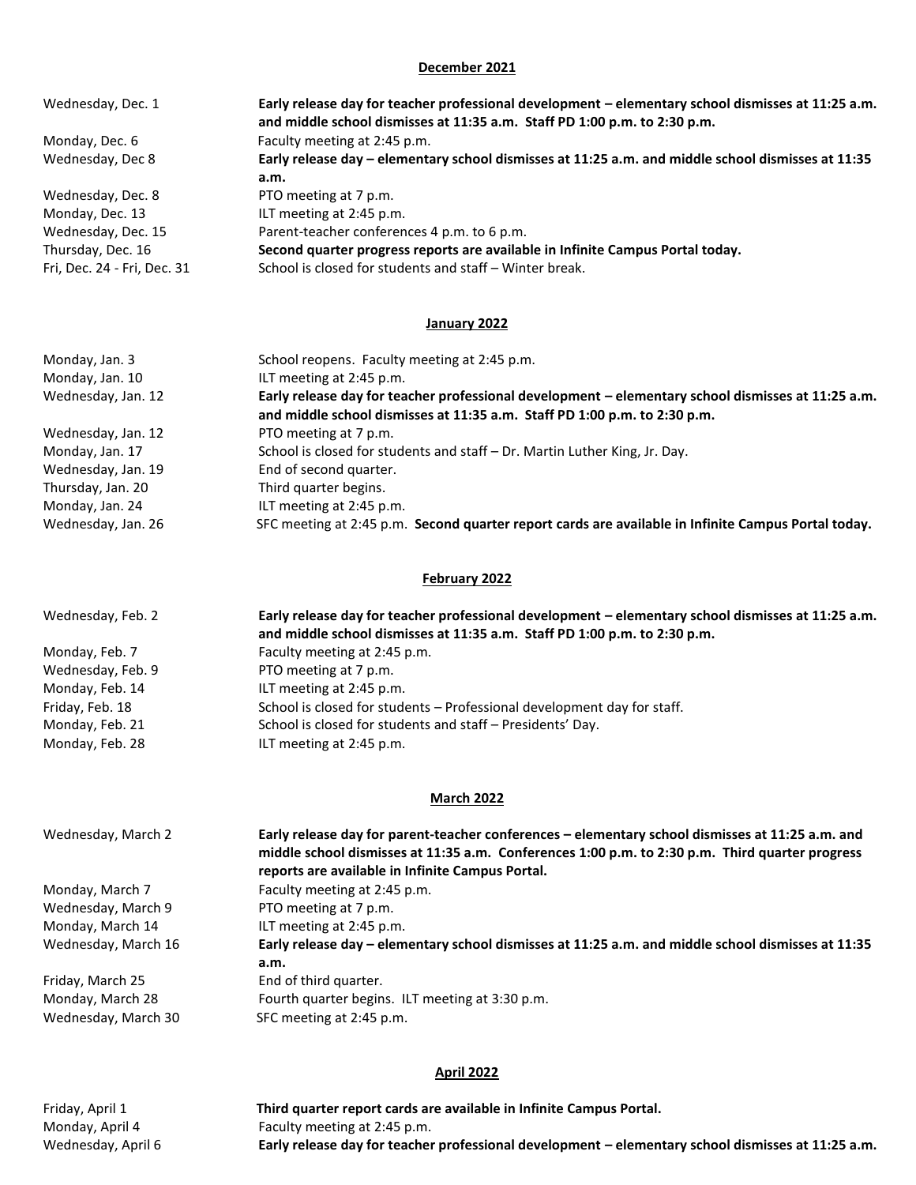## December 2021

| | |
|---|---|
| Wednesday, Dec. 1 | **Early release day for teacher professional development – elementary school dismisses at 11:25 a.m. and middle school dismisses at 11:35 a.m. Staff PD 1:00 p.m. to 2:30 p.m.** |
| Monday, Dec. 6 | Faculty meeting at 2:45 p.m. |
| Wednesday, Dec 8 | **Early release day – elementary school dismisses at 11:25 a.m. and middle school dismisses at 11:35 a.m.** |
| Wednesday, Dec. 8 | PTO meeting at 7 p.m. |
| Monday, Dec. 13 | ILT meeting at 2:45 p.m. |
| Wednesday, Dec. 15 | Parent-teacher conferences 4 p.m. to 6 p.m. |
| Thursday, Dec. 16 | **Second quarter progress reports are available in Infinite Campus Portal today.** |
| Fri, Dec. 24 - Fri, Dec. 31 | School is closed for students and staff – Winter break. |

## January 2022

| | |
|---|---|
| Monday, Jan. 3 | School reopens. Faculty meeting at 2:45 p.m. |
| Monday, Jan. 10 | ILT meeting at 2:45 p.m. |
| Wednesday, Jan. 12 | **Early release day for teacher professional development – elementary school dismisses at 11:25 a.m. and middle school dismisses at 11:35 a.m. Staff PD 1:00 p.m. to 2:30 p.m.** |
| Wednesday, Jan. 12 | PTO meeting at 7 p.m. |
| Monday, Jan. 17 | School is closed for students and staff – Dr. Martin Luther King, Jr. Day. |
| Wednesday, Jan. 19 | End of second quarter. |
| Thursday, Jan. 20 | Third quarter begins. |
| Monday, Jan. 24 | ILT meeting at 2:45 p.m. |
| Wednesday, Jan. 26 | SFC meeting at 2:45 p.m. **Second quarter report cards are available in Infinite Campus Portal today.** |

## February 2022

| | |
|---|---|
| Wednesday, Feb. 2 | **Early release day for teacher professional development – elementary school dismisses at 11:25 a.m. and middle school dismisses at 11:35 a.m. Staff PD 1:00 p.m. to 2:30 p.m.** |
| Monday, Feb. 7 | Faculty meeting at 2:45 p.m. |
| Wednesday, Feb. 9 | PTO meeting at 7 p.m. |
| Monday, Feb. 14 | ILT meeting at 2:45 p.m. |
| Friday, Feb. 18 | School is closed for students – Professional development day for staff. |
| Monday, Feb. 21 | School is closed for students and staff – Presidents' Day. |
| Monday, Feb. 28 | ILT meeting at 2:45 p.m. |

## March 2022

| | |
|---|---|
| Wednesday, March 2 | **Early release day for parent-teacher conferences – elementary school dismisses at 11:25 a.m. and middle school dismisses at 11:35 a.m. Conferences 1:00 p.m. to 2:30 p.m. Third quarter progress reports are available in Infinite Campus Portal.** |
| Monday, March 7 | Faculty meeting at 2:45 p.m. |
| Wednesday, March 9 | PTO meeting at 7 p.m. |
| Monday, March 14 | ILT meeting at 2:45 p.m. |
| Wednesday, March 16 | **Early release day – elementary school dismisses at 11:25 a.m. and middle school dismisses at 11:35 a.m.** |
| Friday, March 25 | End of third quarter. |
| Monday, March 28 | Fourth quarter begins. ILT meeting at 3:30 p.m. |
| Wednesday, March 30 | SFC meeting at 2:45 p.m. |

## April 2022

| | |
|---|---|
| Friday, April 1 | **Third quarter report cards are available in Infinite Campus Portal.** |
| Monday, April 4 | Faculty meeting at 2:45 p.m. |
| Wednesday, April 6 | **Early release day for teacher professional development – elementary school dismisses at 11:25 a.m.** |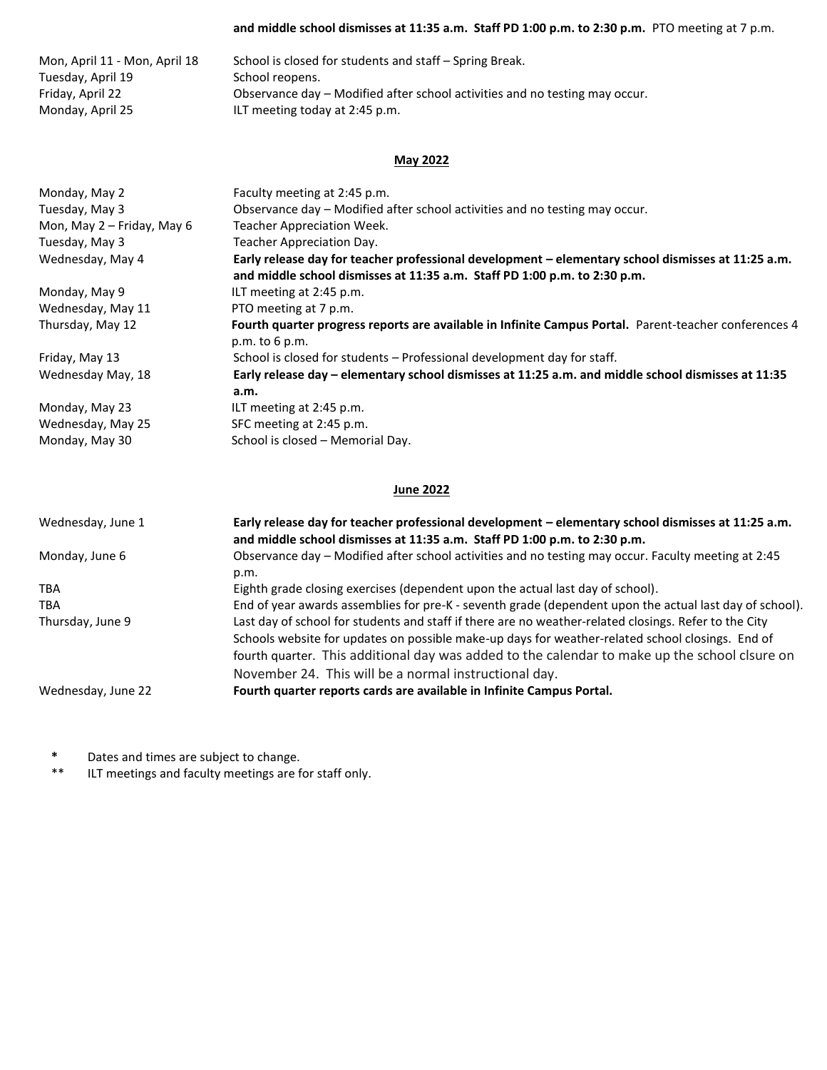**and middle school dismisses at 11:35 a.m. Staff PD 1:00 p.m. to 2:30 p.m.** PTO meeting at 7 p.m.

| | |
|---|---|
| Mon, April 11 - Mon, April 18 | School is closed for students and staff – Spring Break. |
| Tuesday, April 19 | School reopens. |
| Friday, April 22 | Observance day – Modified after school activities and no testing may occur. |
| Monday, April 25 | ILT meeting today at 2:45 p.m. |

## May 2022

| | |
|---|---|
| Monday, May 2 | Faculty meeting at 2:45 p.m. |
| Tuesday, May 3 | Observance day – Modified after school activities and no testing may occur. |
| Mon, May 2 – Friday, May 6 | Teacher Appreciation Week. |
| Tuesday, May 3 | Teacher Appreciation Day. |
| Wednesday, May 4 | **Early release day for teacher professional development – elementary school dismisses at 11:25 a.m. and middle school dismisses at 11:35 a.m. Staff PD 1:00 p.m. to 2:30 p.m.** |
| Monday, May 9 | ILT meeting at 2:45 p.m. |
| Wednesday, May 11 | PTO meeting at 7 p.m. |
| Thursday, May 12 | **Fourth quarter progress reports are available in Infinite Campus Portal.** Parent-teacher conferences 4 p.m. to 6 p.m. |
| Friday, May 13 | School is closed for students – Professional development day for staff. |
| Wednesday May, 18 | **Early release day – elementary school dismisses at 11:25 a.m. and middle school dismisses at 11:35 a.m.** |
| Monday, May 23 | ILT meeting at 2:45 p.m. |
| Wednesday, May 25 | SFC meeting at 2:45 p.m. |
| Monday, May 30 | School is closed – Memorial Day. |

## June 2022

| | |
|---|---|
| Wednesday, June 1 | **Early release day for teacher professional development – elementary school dismisses at 11:25 a.m. and middle school dismisses at 11:35 a.m. Staff PD 1:00 p.m. to 2:30 p.m.** |
| Monday, June 6 | Observance day – Modified after school activities and no testing may occur. Faculty meeting at 2:45 p.m. |
| TBA | Eighth grade closing exercises (dependent upon the actual last day of school). |
| TBA | End of year awards assemblies for pre-K - seventh grade (dependent upon the actual last day of school). |
| Thursday, June 9 | Last day of school for students and staff if there are no weather-related closings. Refer to the City Schools website for updates on possible make-up days for weather-related school closings. End of fourth quarter. This additional day was added to the calendar to make up the school clsure on November 24. This will be a normal instructional day. |
| Wednesday, June 22 | **Fourth quarter reports cards are available in Infinite Campus Portal.** |

\* Dates and times are subject to change.

\*\* ILT meetings and faculty meetings are for staff only.